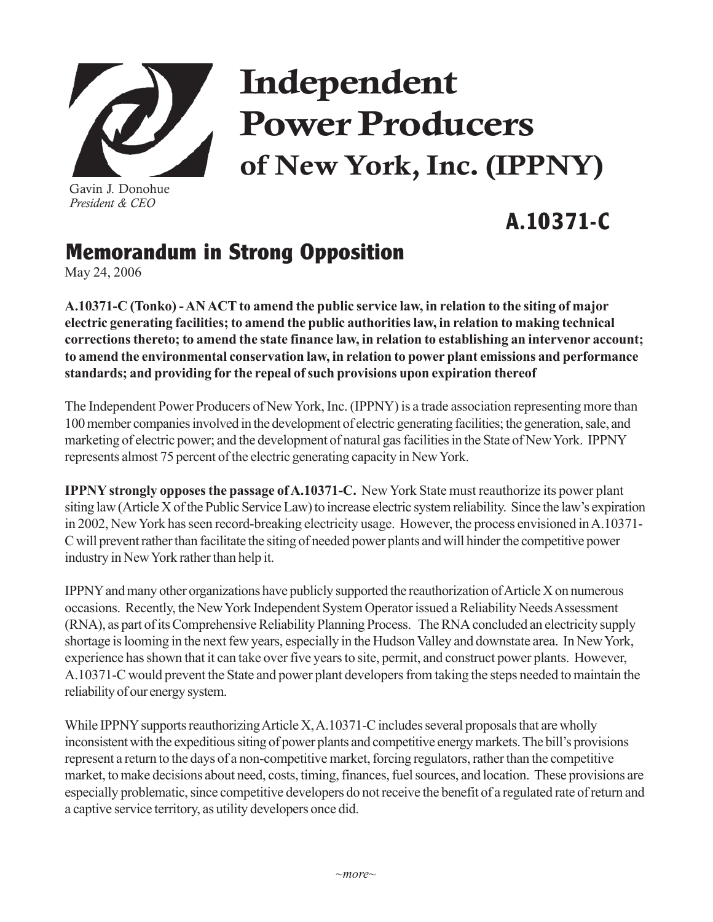# Independent Power Producers of New York, Inc. (IPPNY)

Gavin J. Donohue
*President & CEO*

## A.10371-C

## Memorandum in Strong Opposition

May 24, 2006

**A.10371-C (Tonko) - AN ACT to amend the public service law, in relation to the siting of major electric generating facilities; to amend the public authorities law, in relation to making technical corrections thereto; to amend the state finance law, in relation to establishing an intervenor account; to amend the environmental conservation law, in relation to power plant emissions and performance standards; and providing for the repeal of such provisions upon expiration thereof**

The Independent Power Producers of New York, Inc. (IPPNY) is a trade association representing more than 100 member companies involved in the development of electric generating facilities; the generation, sale, and marketing of electric power; and the development of natural gas facilities in the State of New York. IPPNY represents almost 75 percent of the electric generating capacity in New York.

**IPPNY strongly opposes the passage of A.10371-C.** New York State must reauthorize its power plant siting law (Article X of the Public Service Law) to increase electric system reliability. Since the law's expiration in 2002, New York has seen record-breaking electricity usage. However, the process envisioned in A.10371-C will prevent rather than facilitate the siting of needed power plants and will hinder the competitive power industry in New York rather than help it.

IPPNY and many other organizations have publicly supported the reauthorization of Article X on numerous occasions. Recently, the New York Independent System Operator issued a Reliability Needs Assessment (RNA), as part of its Comprehensive Reliability Planning Process. The RNA concluded an electricity supply shortage is looming in the next few years, especially in the Hudson Valley and downstate area. In New York, experience has shown that it can take over five years to site, permit, and construct power plants. However, A.10371-C would prevent the State and power plant developers from taking the steps needed to maintain the reliability of our energy system.

While IPPNY supports reauthorizing Article X, A.10371-C includes several proposals that are wholly inconsistent with the expeditious siting of power plants and competitive energy markets. The bill's provisions represent a return to the days of a non-competitive market, forcing regulators, rather than the competitive market, to make decisions about need, costs, timing, finances, fuel sources, and location. These provisions are especially problematic, since competitive developers do not receive the benefit of a regulated rate of return and a captive service territory, as utility developers once did.

*~more~*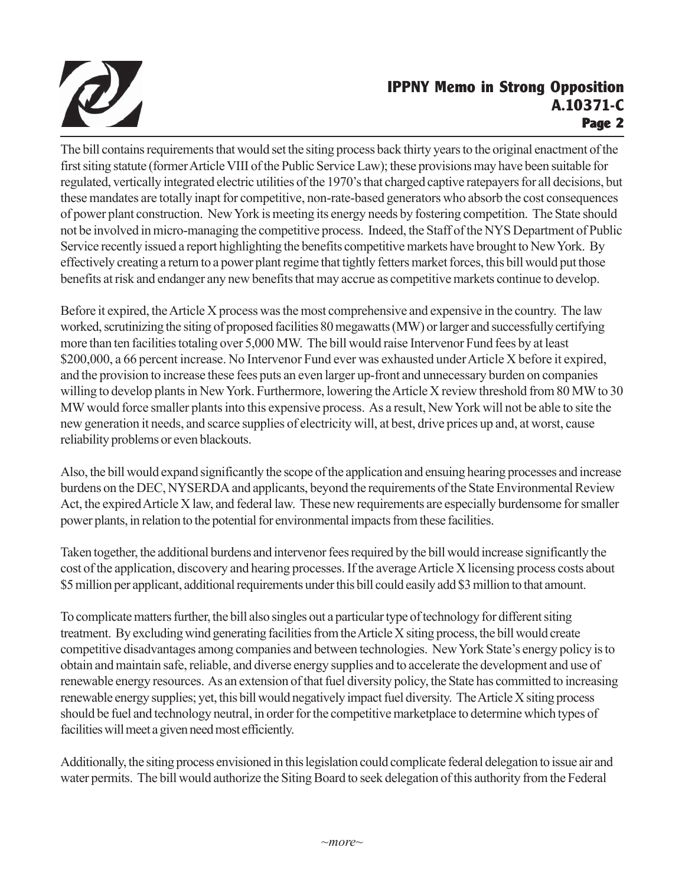The bill contains requirements that would set the siting process back thirty years to the original enactment of the first siting statute (former Article VIII of the Public Service Law); these provisions may have been suitable for regulated, vertically integrated electric utilities of the 1970's that charged captive ratepayers for all decisions, but these mandates are totally inapt for competitive, non-rate-based generators who absorb the cost consequences of power plant construction. New York is meeting its energy needs by fostering competition. The State should not be involved in micro-managing the competitive process. Indeed, the Staff of the NYS Department of Public Service recently issued a report highlighting the benefits competitive markets have brought to New York. By effectively creating a return to a power plant regime that tightly fetters market forces, this bill would put those benefits at risk and endanger any new benefits that may accrue as competitive markets continue to develop.

Before it expired, the Article X process was the most comprehensive and expensive in the country. The law worked, scrutinizing the siting of proposed facilities 80 megawatts (MW) or larger and successfully certifying more than ten facilities totaling over 5,000 MW. The bill would raise Intervenor Fund fees by at least $200,000, a 66 percent increase. No Intervenor Fund ever was exhausted under Article X before it expired, and the provision to increase these fees puts an even larger up-front and unnecessary burden on companies willing to develop plants in New York. Furthermore, lowering the Article X review threshold from 80 MW to 30 MW would force smaller plants into this expensive process. As a result, New York will not be able to site the new generation it needs, and scarce supplies of electricity will, at best, drive prices up and, at worst, cause reliability problems or even blackouts.

Also, the bill would expand significantly the scope of the application and ensuing hearing processes and increase burdens on the DEC, NYSERDA and applicants, beyond the requirements of the State Environmental Review Act, the expired Article X law, and federal law. These new requirements are especially burdensome for smaller power plants, in relation to the potential for environmental impacts from these facilities.

Taken together, the additional burdens and intervenor fees required by the bill would increase significantly the cost of the application, discovery and hearing processes. If the average Article X licensing process costs about $5 million per applicant, additional requirements under this bill could easily add $3 million to that amount.

To complicate matters further, the bill also singles out a particular type of technology for different siting treatment. By excluding wind generating facilities from the Article X siting process, the bill would create competitive disadvantages among companies and between technologies. New York State's energy policy is to obtain and maintain safe, reliable, and diverse energy supplies and to accelerate the development and use of renewable energy resources. As an extension of that fuel diversity policy, the State has committed to increasing renewable energy supplies; yet, this bill would negatively impact fuel diversity. The Article X siting process should be fuel and technology neutral, in order for the competitive marketplace to determine which types of facilities will meet a given need most efficiently.

Additionally, the siting process envisioned in this legislation could complicate federal delegation to issue air and water permits. The bill would authorize the Siting Board to seek delegation of this authority from the Federal

*~more~*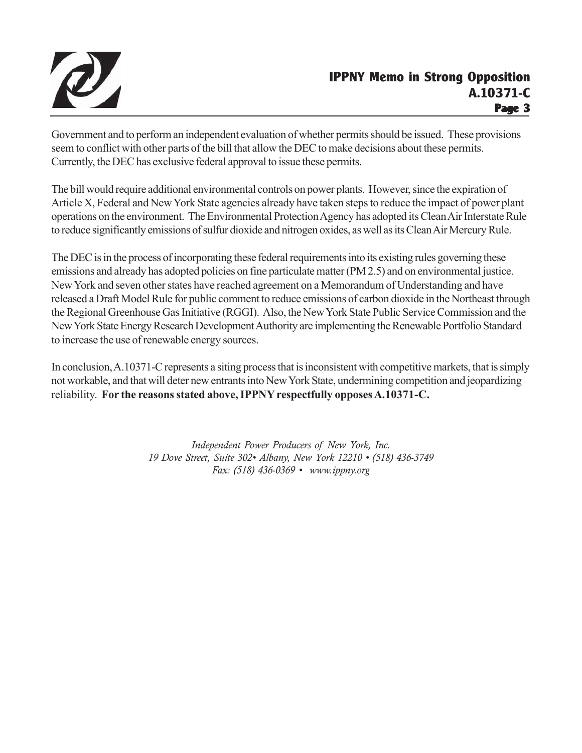Government and to perform an independent evaluation of whether permits should be issued. These provisions seem to conflict with other parts of the bill that allow the DEC to make decisions about these permits. Currently, the DEC has exclusive federal approval to issue these permits.

The bill would require additional environmental controls on power plants. However, since the expiration of Article X, Federal and New York State agencies already have taken steps to reduce the impact of power plant operations on the environment. The Environmental Protection Agency has adopted its Clean Air Interstate Rule to reduce significantly emissions of sulfur dioxide and nitrogen oxides, as well as its Clean Air Mercury Rule.

The DEC is in the process of incorporating these federal requirements into its existing rules governing these emissions and already has adopted policies on fine particulate matter (PM 2.5) and on environmental justice. New York and seven other states have reached agreement on a Memorandum of Understanding and have released a Draft Model Rule for public comment to reduce emissions of carbon dioxide in the Northeast through the Regional Greenhouse Gas Initiative (RGGI). Also, the New York State Public Service Commission and the New York State Energy Research Development Authority are implementing the Renewable Portfolio Standard to increase the use of renewable energy sources.

In conclusion, A.10371-C represents a siting process that is inconsistent with competitive markets, that is simply not workable, and that will deter new entrants into New York State, undermining competition and jeopardizing reliability. **For the reasons stated above, IPPNY respectfully opposes A.10371-C.**

*Independent Power Producers of New York, Inc.*
*19 Dove Street, Suite 302• Albany, New York 12210 • (518) 436-3749*
*Fax: (518) 436-0369 • www.ippny.org*